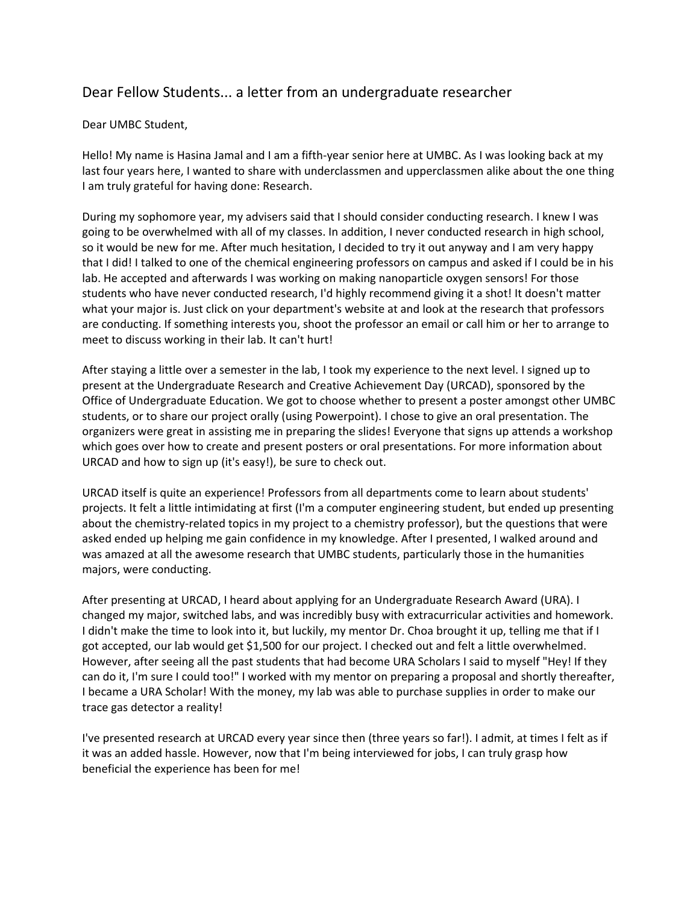# Dear Fellow Students... a letter from an undergraduate researcher

Dear UMBC Student,

Hello! My name is Hasina Jamal and I am a fifth-year senior here at UMBC. As I was looking back at my last four years here, I wanted to share with underclassmen and upperclassmen alike about the one thing I am truly grateful for having done: Research.

During my sophomore year, my advisers said that I should consider conducting research. I knew I was going to be overwhelmed with all of my classes. In addition, I never conducted research in high school, so it would be new for me. After much hesitation, I decided to try it out anyway and I am very happy that I did! I talked to one of the chemical engineering professors on campus and asked if I could be in his lab. He accepted and afterwards I was working on making nanoparticle oxygen sensors! For those students who have never conducted research, I'd highly recommend giving it a shot! It doesn't matter what your major is. Just click on your department's website at and look at the research that professors are conducting. If something interests you, shoot the professor an email or call him or her to arrange to meet to discuss working in their lab. It can't hurt!

After staying a little over a semester in the lab, I took my experience to the next level. I signed up to present at the Undergraduate Research and Creative Achievement Day (URCAD), sponsored by the Office of Undergraduate Education. We got to choose whether to present a poster amongst other UMBC students, or to share our project orally (using Powerpoint). I chose to give an oral presentation. The organizers were great in assisting me in preparing the slides! Everyone that signs up attends a workshop which goes over how to create and present posters or oral presentations. For more information about URCAD and how to sign up (it's easy!), be sure to check out.

URCAD itself is quite an experience! Professors from all departments come to learn about students' projects. It felt a little intimidating at first (I'm a computer engineering student, but ended up presenting about the chemistry-related topics in my project to a chemistry professor), but the questions that were asked ended up helping me gain confidence in my knowledge. After I presented, I walked around and was amazed at all the awesome research that UMBC students, particularly those in the humanities majors, were conducting.

After presenting at URCAD, I heard about applying for an Undergraduate Research Award (URA). I changed my major, switched labs, and was incredibly busy with extracurricular activities and homework. I didn't make the time to look into it, but luckily, my mentor Dr. Choa brought it up, telling me that if I got accepted, our lab would get $1,500 for our project. I checked out and felt a little overwhelmed. However, after seeing all the past students that had become URA Scholars I said to myself "Hey! If they can do it, I'm sure I could too!" I worked with my mentor on preparing a proposal and shortly thereafter, I became a URA Scholar! With the money, my lab was able to purchase supplies in order to make our trace gas detector a reality!

I've presented research at URCAD every year since then (three years so far!). I admit, at times I felt as if it was an added hassle. However, now that I'm being interviewed for jobs, I can truly grasp how beneficial the experience has been for me!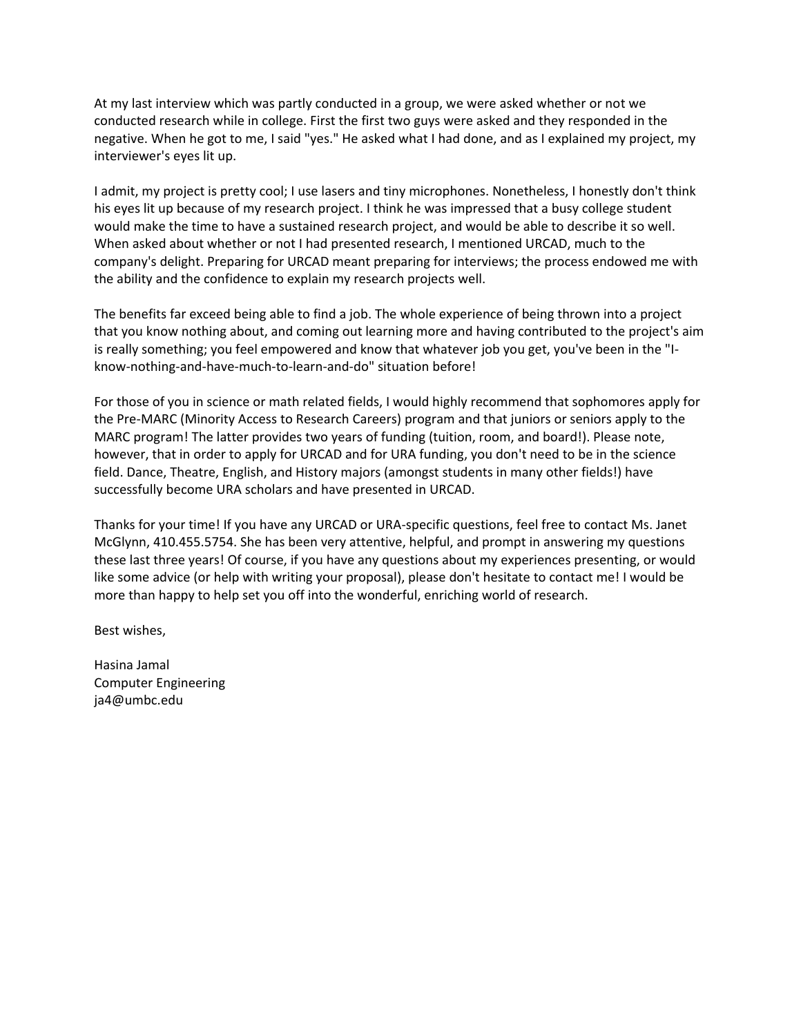At my last interview which was partly conducted in a group, we were asked whether or not we conducted research while in college. First the first two guys were asked and they responded in the negative. When he got to me, I said "yes." He asked what I had done, and as I explained my project, my interviewer's eyes lit up.

I admit, my project is pretty cool; I use lasers and tiny microphones. Nonetheless, I honestly don't think his eyes lit up because of my research project. I think he was impressed that a busy college student would make the time to have a sustained research project, and would be able to describe it so well. When asked about whether or not I had presented research, I mentioned URCAD, much to the company's delight. Preparing for URCAD meant preparing for interviews; the process endowed me with the ability and the confidence to explain my research projects well.

The benefits far exceed being able to find a job. The whole experience of being thrown into a project that you know nothing about, and coming out learning more and having contributed to the project's aim is really something; you feel empowered and know that whatever job you get, you've been in the "I-know-nothing-and-have-much-to-learn-and-do" situation before!

For those of you in science or math related fields, I would highly recommend that sophomores apply for the Pre-MARC (Minority Access to Research Careers) program and that juniors or seniors apply to the MARC program! The latter provides two years of funding (tuition, room, and board!). Please note, however, that in order to apply for URCAD and for URA funding, you don't need to be in the science field. Dance, Theatre, English, and History majors (amongst students in many other fields!) have successfully become URA scholars and have presented in URCAD.

Thanks for your time! If you have any URCAD or URA-specific questions, feel free to contact Ms. Janet McGlynn, 410.455.5754. She has been very attentive, helpful, and prompt in answering my questions these last three years! Of course, if you have any questions about my experiences presenting, or would like some advice (or help with writing your proposal), please don't hesitate to contact me! I would be more than happy to help set you off into the wonderful, enriching world of research.

Best wishes,

Hasina Jamal
Computer Engineering
ja4@umbc.edu